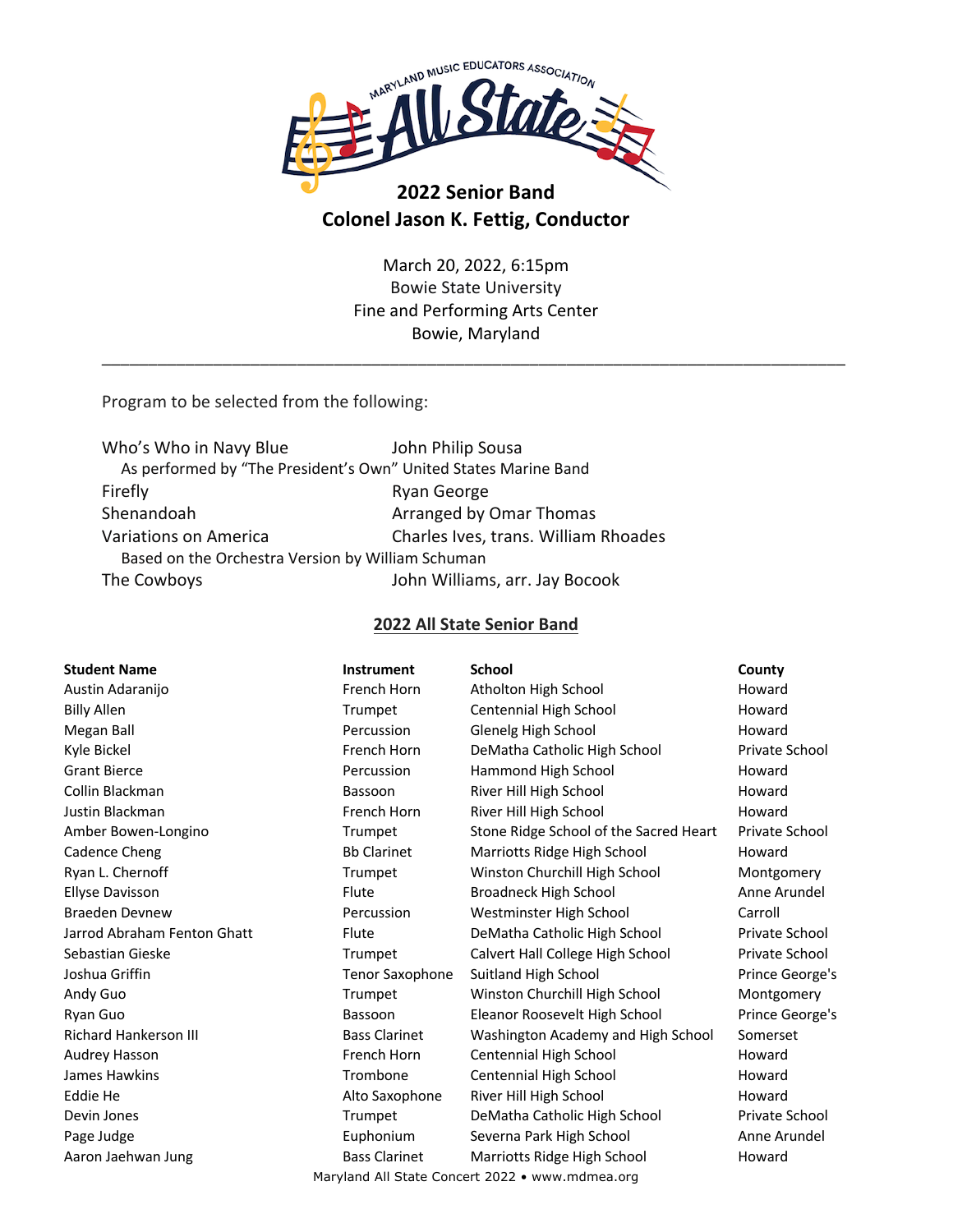# 2022 Senior Band

## Colonel Jason K. Fettig, Conductor

March 20, 2022, 6:15pm
Bowie State University
Fine and Performing Arts Center
Bowie, Maryland

---

Program to be selected from the following:

Who's Who in Navy Blue — John Philip Sousa
As performed by "The President's Own" United States Marine Band
Firefly — Ryan George
Shenandoah — Arranged by Omar Thomas
Variations on America — Charles Ives, trans. William Rhoades
Based on the Orchestra Version by William Schuman
The Cowboys — John Williams, arr. Jay Bocook

## 2022 All State Senior Band

| Student Name | Instrument | School | County |
|---|---|---|---|
| Austin Adaranijo | French Horn | Atholton High School | Howard |
| Billy Allen | Trumpet | Centennial High School | Howard |
| Megan Ball | Percussion | Glenelg High School | Howard |
| Kyle Bickel | French Horn | DeMatha Catholic High School | Private School |
| Grant Bierce | Percussion | Hammond High School | Howard |
| Collin Blackman | Bassoon | River Hill High School | Howard |
| Justin Blackman | French Horn | River Hill High School | Howard |
| Amber Bowen-Longino | Trumpet | Stone Ridge School of the Sacred Heart | Private School |
| Cadence Cheng | Bb Clarinet | Marriotts Ridge High School | Howard |
| Ryan L. Chernoff | Trumpet | Winston Churchill High School | Montgomery |
| Ellyse Davisson | Flute | Broadneck High School | Anne Arundel |
| Braeden Devnew | Percussion | Westminster High School | Carroll |
| Jarrod Abraham Fenton Ghatt | Flute | DeMatha Catholic High School | Private School |
| Sebastian Gieske | Trumpet | Calvert Hall College High School | Private School |
| Joshua Griffin | Tenor Saxophone | Suitland High School | Prince George's |
| Andy Guo | Trumpet | Winston Churchill High School | Montgomery |
| Ryan Guo | Bassoon | Eleanor Roosevelt High School | Prince George's |
| Richard Hankerson III | Bass Clarinet | Washington Academy and High School | Somerset |
| Audrey Hasson | French Horn | Centennial High School | Howard |
| James Hawkins | Trombone | Centennial High School | Howard |
| Eddie He | Alto Saxophone | River Hill High School | Howard |
| Devin Jones | Trumpet | DeMatha Catholic High School | Private School |
| Page Judge | Euphonium | Severna Park High School | Anne Arundel |
| Aaron Jaehwan Jung | Bass Clarinet | Marriotts Ridge High School | Howard |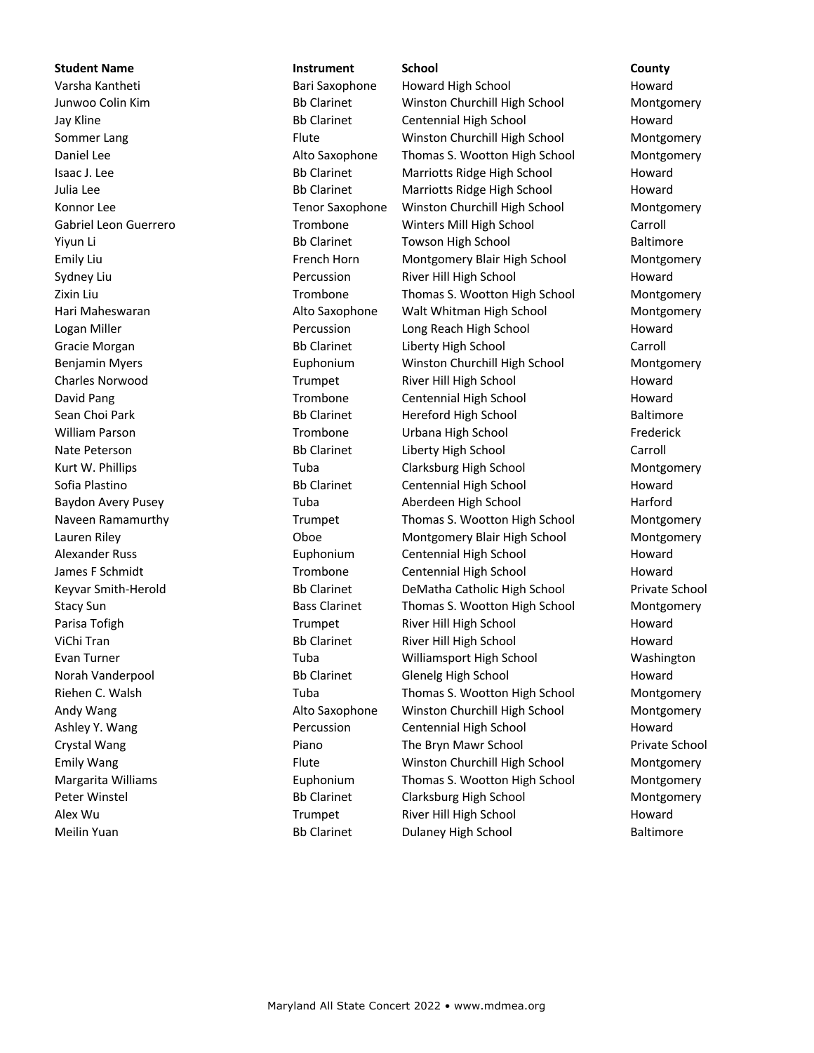| Student Name | Instrument | School | County |
| --- | --- | --- | --- |
| Varsha Kantheti | Bari Saxophone | Howard High School | Howard |
| Junwoo Colin Kim | Bb Clarinet | Winston Churchill High School | Montgomery |
| Jay Kline | Bb Clarinet | Centennial High School | Howard |
| Sommer Lang | Flute | Winston Churchill High School | Montgomery |
| Daniel Lee | Alto Saxophone | Thomas S. Wootton High School | Montgomery |
| Isaac J. Lee | Bb Clarinet | Marriotts Ridge High School | Howard |
| Julia Lee | Bb Clarinet | Marriotts Ridge High School | Howard |
| Konnor Lee | Tenor Saxophone | Winston Churchill High School | Montgomery |
| Gabriel Leon Guerrero | Trombone | Winters Mill High School | Carroll |
| Yiyun Li | Bb Clarinet | Towson High School | Baltimore |
| Emily Liu | French Horn | Montgomery Blair High School | Montgomery |
| Sydney Liu | Percussion | River Hill High School | Howard |
| Zixin Liu | Trombone | Thomas S. Wootton High School | Montgomery |
| Hari Maheswaran | Alto Saxophone | Walt Whitman High School | Montgomery |
| Logan Miller | Percussion | Long Reach High School | Howard |
| Gracie Morgan | Bb Clarinet | Liberty High School | Carroll |
| Benjamin Myers | Euphonium | Winston Churchill High School | Montgomery |
| Charles Norwood | Trumpet | River Hill High School | Howard |
| David Pang | Trombone | Centennial High School | Howard |
| Sean Choi Park | Bb Clarinet | Hereford High School | Baltimore |
| William Parson | Trombone | Urbana High School | Frederick |
| Nate Peterson | Bb Clarinet | Liberty High School | Carroll |
| Kurt W. Phillips | Tuba | Clarksburg High School | Montgomery |
| Sofia Plastino | Bb Clarinet | Centennial High School | Howard |
| Baydon Avery Pusey | Tuba | Aberdeen High School | Harford |
| Naveen Ramamurthy | Trumpet | Thomas S. Wootton High School | Montgomery |
| Lauren Riley | Oboe | Montgomery Blair High School | Montgomery |
| Alexander Russ | Euphonium | Centennial High School | Howard |
| James F Schmidt | Trombone | Centennial High School | Howard |
| Keyvar Smith-Herold | Bb Clarinet | DeMatha Catholic High School | Private School |
| Stacy Sun | Bass Clarinet | Thomas S. Wootton High School | Montgomery |
| Parisa Tofigh | Trumpet | River Hill High School | Howard |
| ViChi Tran | Bb Clarinet | River Hill High School | Howard |
| Evan Turner | Tuba | Williamsport High School | Washington |
| Norah Vanderpool | Bb Clarinet | Glenelg High School | Howard |
| Riehen C. Walsh | Tuba | Thomas S. Wootton High School | Montgomery |
| Andy Wang | Alto Saxophone | Winston Churchill High School | Montgomery |
| Ashley Y. Wang | Percussion | Centennial High School | Howard |
| Crystal Wang | Piano | The Bryn Mawr School | Private School |
| Emily Wang | Flute | Winston Churchill High School | Montgomery |
| Margarita Williams | Euphonium | Thomas S. Wootton High School | Montgomery |
| Peter Winstel | Bb Clarinet | Clarksburg High School | Montgomery |
| Alex Wu | Trumpet | River Hill High School | Howard |
| Meilin Yuan | Bb Clarinet | Dulaney High School | Baltimore |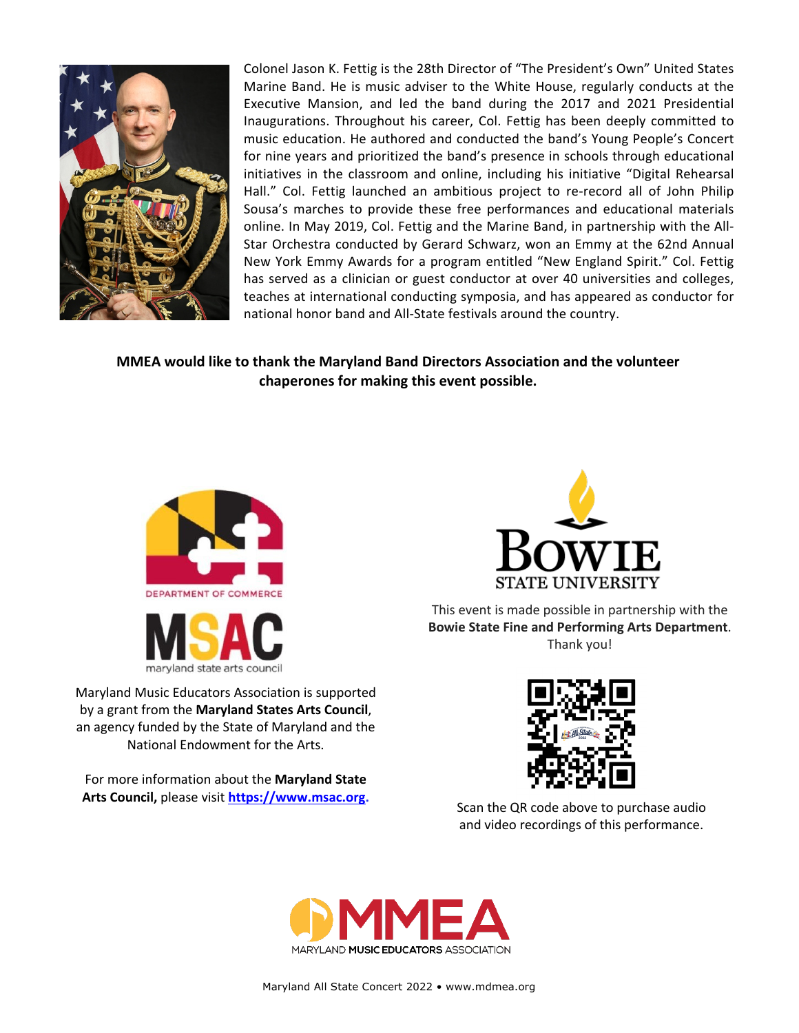Colonel Jason K. Fettig is the 28th Director of “The President’s Own” United States Marine Band. He is music adviser to the White House, regularly conducts at the Executive Mansion, and led the band during the 2017 and 2021 Presidential Inaugurations. Throughout his career, Col. Fettig has been deeply committed to music education. He authored and conducted the band’s Young People’s Concert for nine years and prioritized the band’s presence in schools through educational initiatives in the classroom and online, including his initiative “Digital Rehearsal Hall.” Col. Fettig launched an ambitious project to re-record all of John Philip Sousa’s marches to provide these free performances and educational materials online. In May 2019, Col. Fettig and the Marine Band, in partnership with the All-Star Orchestra conducted by Gerard Schwarz, won an Emmy at the 62nd Annual New York Emmy Awards for a program entitled “New England Spirit.” Col. Fettig has served as a clinician or guest conductor at over 40 universities and colleges, teaches at international conducting symposia, and has appeared as conductor for national honor band and All-State festivals around the country.

**MMEA would like to thank the Maryland Band Directors Association and the volunteer chaperones for making this event possible.**

DEPARTMENT OF COMMERCE

MSAC

maryland state arts council

Maryland Music Educators Association is supported by a grant from the **Maryland States Arts Council**, an agency funded by the State of Maryland and the National Endowment for the Arts.

For more information about the **Maryland State Arts Council,** please visit **https://www.msac.org.**

BOWIE STATE UNIVERSITY

This event is made possible in partnership with the **Bowie State Fine and Performing Arts Department**. Thank you!

Scan the QR code above to purchase audio and video recordings of this performance.

MMEA

MARYLAND **MUSIC EDUCATORS** ASSOCIATION

Maryland All State Concert 2022 • www.mdmea.org